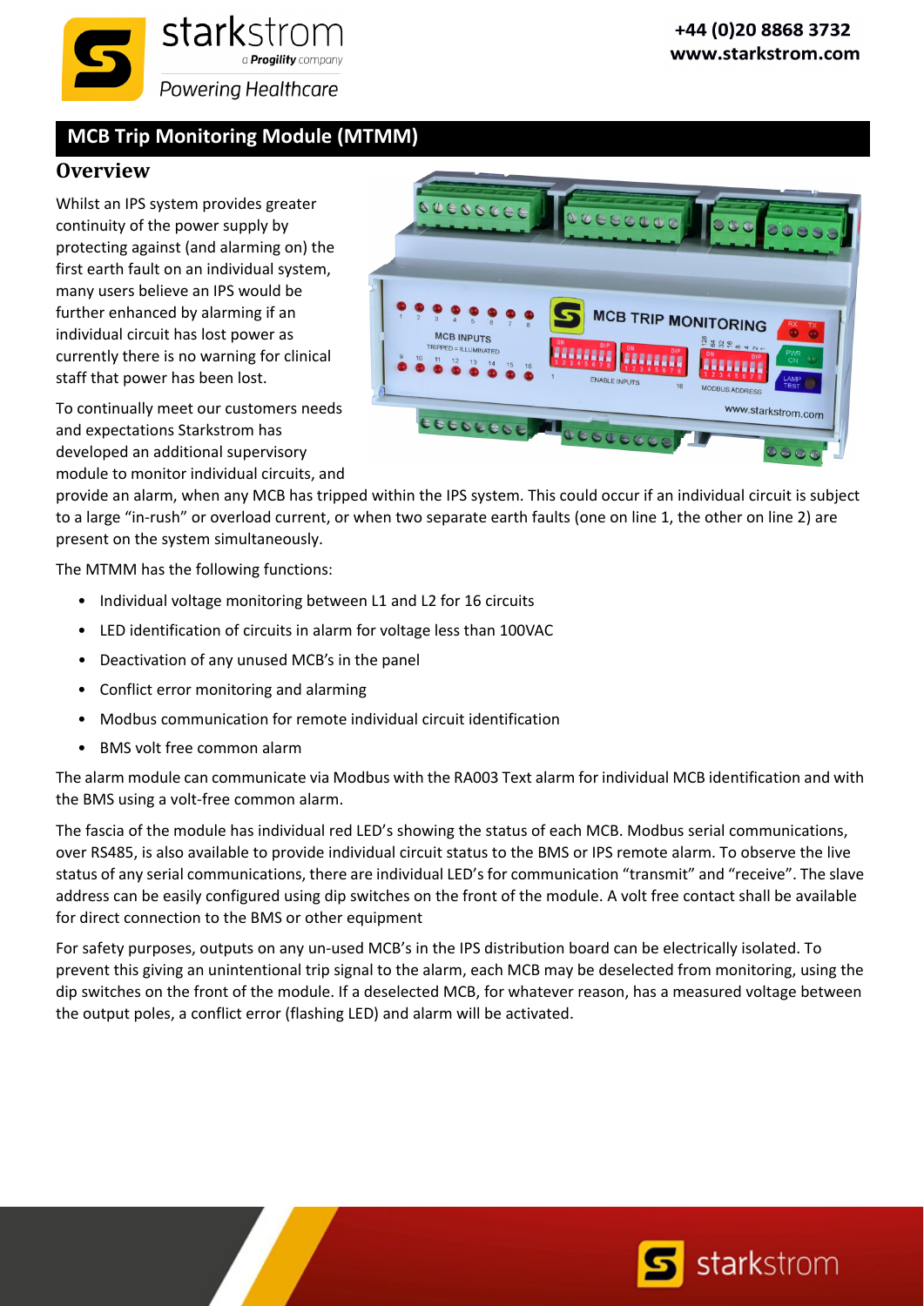# MCB Trip Monitoring Module (MTMM)

## Overview

Whilst an IPS system provides greater continuity of the power supply by protecting against (and alarming on) the first earth fault on an individual system, many users believe an IPS would be further enhanced by alarming if an individual circuit has lost power as currently there is no warning for clinical staff that power has been lost.

To continually meet our customers needs and expectations Starkstrom has developed an additional supervisory module to monitor individual circuits, and provide an alarm, when any MCB has tripped within the IPS system. This could occur if an individual circuit is subject to a large "in-rush" or overload current, or when two separate earth faults (one on line 1, the other on line 2) are present on the system simultaneously.

The MTMM has the following functions:

- Individual voltage monitoring between L1 and L2 for 16 circuits
- LED identification of circuits in alarm for voltage less than 100VAC
- Deactivation of any unused MCB's in the panel
- Conflict error monitoring and alarming
- Modbus communication for remote individual circuit identification
- BMS volt free common alarm

The alarm module can communicate via Modbus with the RA003 Text alarm for individual MCB identification and with the BMS using a volt-free common alarm.

The fascia of the module has individual red LED's showing the status of each MCB. Modbus serial communications, over RS485, is also available to provide individual circuit status to the BMS or IPS remote alarm. To observe the live status of any serial communications, there are individual LED's for communication "transmit" and "receive". The slave address can be easily configured using dip switches on the front of the module. A volt free contact shall be available for direct connection to the BMS or other equipment

For safety purposes, outputs on any un-used MCB's in the IPS distribution board can be electrically isolated. To prevent this giving an unintentional trip signal to the alarm, each MCB may be deselected from monitoring, using the dip switches on the front of the module. If a deselected MCB, for whatever reason, has a measured voltage between the output poles, a conflict error (flashing LED) and alarm will be activated.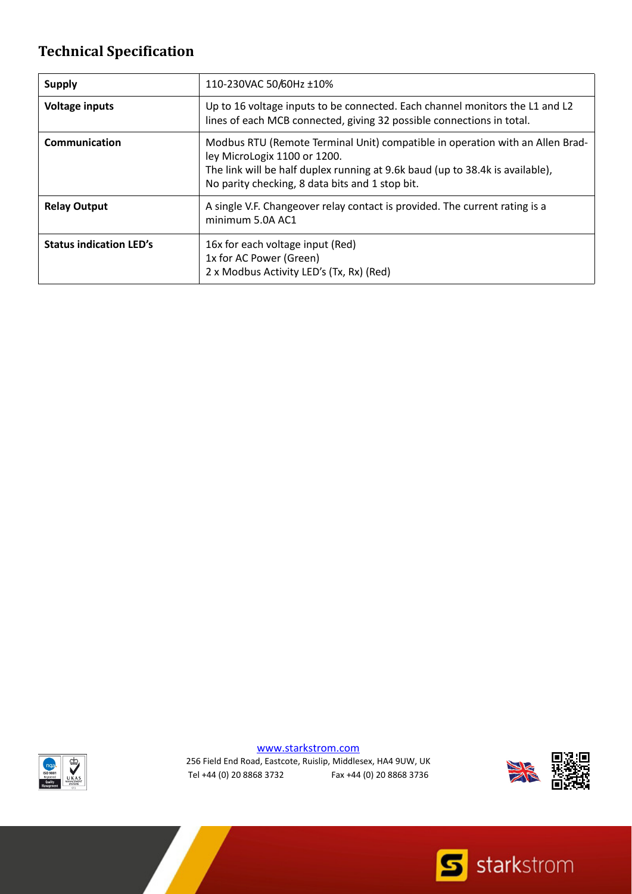## Technical Specification

| | |
|---|---|
| **Supply** | 110-230VAC 50/60Hz ±10% |
| **Voltage inputs** | Up to 16 voltage inputs to be connected. Each channel monitors the L1 and L2 lines of each MCB connected, giving 32 possible connections in total. |
| **Communication** | Modbus RTU (Remote Terminal Unit) compatible in operation with an Allen Bradley MicroLogix 1100 or 1200.<br>The link will be half duplex running at 9.6k baud (up to 38.4k is available),<br>No parity checking, 8 data bits and 1 stop bit. |
| **Relay Output** | A single V.F. Changeover relay contact is provided. The current rating is a minimum 5.0A AC1 |
| **Status indication LED's** | 16x for each voltage input (Red)<br>1x for AC Power (Green)<br>2 x Modbus Activity LED's (Tx, Rx) (Red) |

www.starkstrom.com
256 Field End Road, Eastcote, Ruislip, Middlesex, HA4 9UW, UK
Tel +44 (0) 20 8868 3732 Fax +44 (0) 20 8868 3736